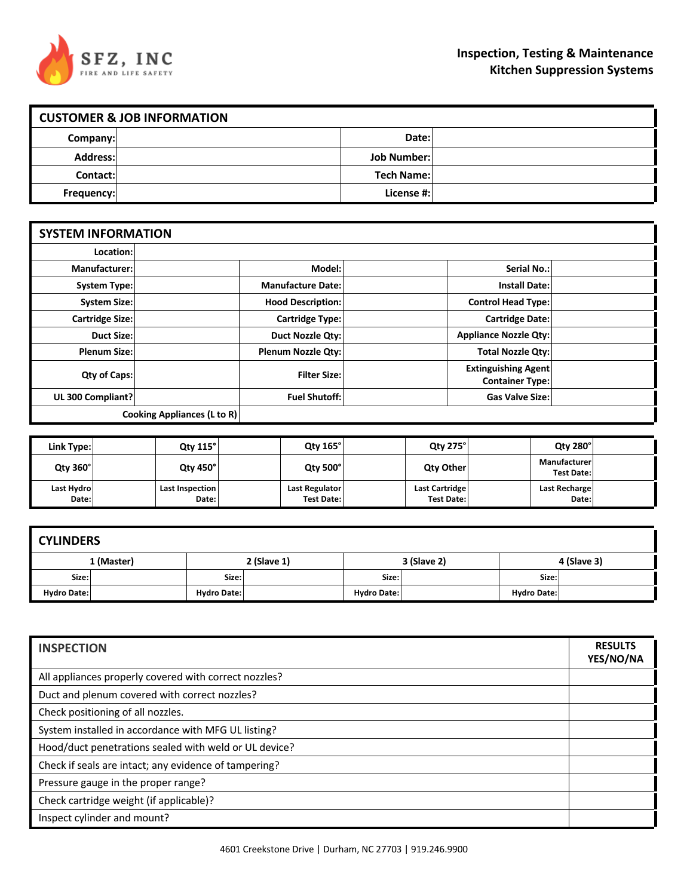SFZ, INC
FIRE AND LIFE SAFETY

**Inspection, Testing & Maintenance**
**Kitchen Suppression Systems**

## CUSTOMER & JOB INFORMATION

| | | | |
|---|---|---|---|
| **Company:** | | **Date:** | |
| **Address:** | | **Job Number:** | |
| **Contact:** | | **Tech Name:** | |
| **Frequency:** | | **License #:** | |

## SYSTEM INFORMATION

| | | | | | |
|---|---|---|---|---|---|
| **Location:** | | | | | |
| **Manufacturer:** | | **Model:** | | **Serial No.:** | |
| **System Type:** | | **Manufacture Date:** | | **Install Date:** | |
| **System Size:** | | **Hood Description:** | | **Control Head Type:** | |
| **Cartridge Size:** | | **Cartridge Type:** | | **Cartridge Date:** | |
| **Duct Size:** | | **Duct Nozzle Qty:** | | **Appliance Nozzle Qty:** | |
| **Plenum Size:** | | **Plenum Nozzle Qty:** | | **Total Nozzle Qty:** | |
| **Qty of Caps:** | | **Filter Size:** | | **Extinguishing Agent Container Type:** | |
| **UL 300 Compliant?** | | **Fuel Shutoff:** | | **Gas Valve Size:** | |
| **Cooking Appliances (L to R)** | | | | | |

| | | | | | | | | | |
|---|---|---|---|---|---|---|---|---|---|
| **Link Type:** | | **Qty 115°** | | **Qty 165°** | | **Qty 275°** | | **Qty 280°** | |
| **Qty 360°** | | **Qty 450°** | | **Qty 500°** | | **Qty Other** | | **Manufacturer Test Date:** | |
| **Last Hydro Date:** | | **Last Inspection Date:** | | **Last Regulator Test Date:** | | **Last Cartridge Test Date:** | | **Last Recharge Date:** | |

## CYLINDERS

| 1 (Master) | | 2 (Slave 1) | | 3 (Slave 2) | | 4 (Slave 3) | |
|---|---|---|---|---|---|---|---|
| **Size:** | | **Size:** | | **Size:** | | **Size:** | |
| **Hydro Date:** | | **Hydro Date:** | | **Hydro Date:** | | **Hydro Date:** | |

| INSPECTION | RESULTS YES/NO/NA |
|---|---|
| All appliances properly covered with correct nozzles? | |
| Duct and plenum covered with correct nozzles? | |
| Check positioning of all nozzles. | |
| System installed in accordance with MFG UL listing? | |
| Hood/duct penetrations sealed with weld or UL device? | |
| Check if seals are intact; any evidence of tampering? | |
| Pressure gauge in the proper range? | |
| Check cartridge weight (if applicable)? | |
| Inspect cylinder and mount? | |

4601 Creekstone Drive | Durham, NC 27703 | 919.246.9900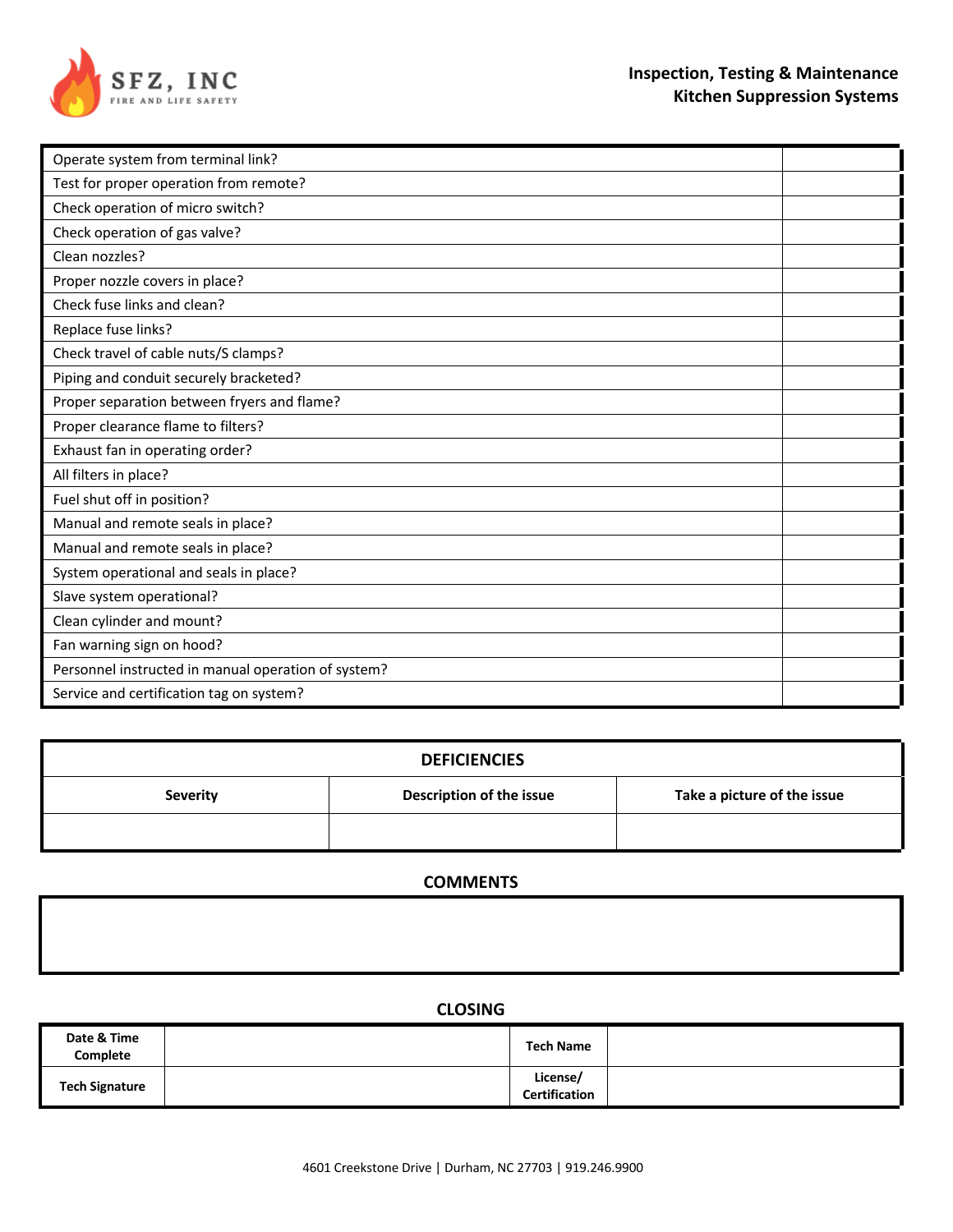SFZ, INC
FIRE AND LIFE SAFETY

**Inspection, Testing & Maintenance**
**Kitchen Suppression Systems**

| | |
|---|---|
| Operate system from terminal link? | |
| Test for proper operation from remote? | |
| Check operation of micro switch? | |
| Check operation of gas valve? | |
| Clean nozzles? | |
| Proper nozzle covers in place? | |
| Check fuse links and clean? | |
| Replace fuse links? | |
| Check travel of cable nuts/S clamps? | |
| Piping and conduit securely bracketed? | |
| Proper separation between fryers and flame? | |
| Proper clearance flame to filters? | |
| Exhaust fan in operating order? | |
| All filters in place? | |
| Fuel shut off in position? | |
| Manual and remote seals in place? | |
| Manual and remote seals in place? | |
| System operational and seals in place? | |
| Slave system operational? | |
| Clean cylinder and mount? | |
| Fan warning sign on hood? | |
| Personnel instructed in manual operation of system? | |
| Service and certification tag on system? | |

## DEFICIENCIES

| Severity | Description of the issue | Take a picture of the issue |
|---|---|---|
| | | |

## COMMENTS

## CLOSING

| | | | |
|---|---|---|---|
| **Date & Time Complete** | | **Tech Name** | |
| **Tech Signature** | | **License/ Certification** | |

4601 Creekstone Drive | Durham, NC 27703 | 919.246.9900